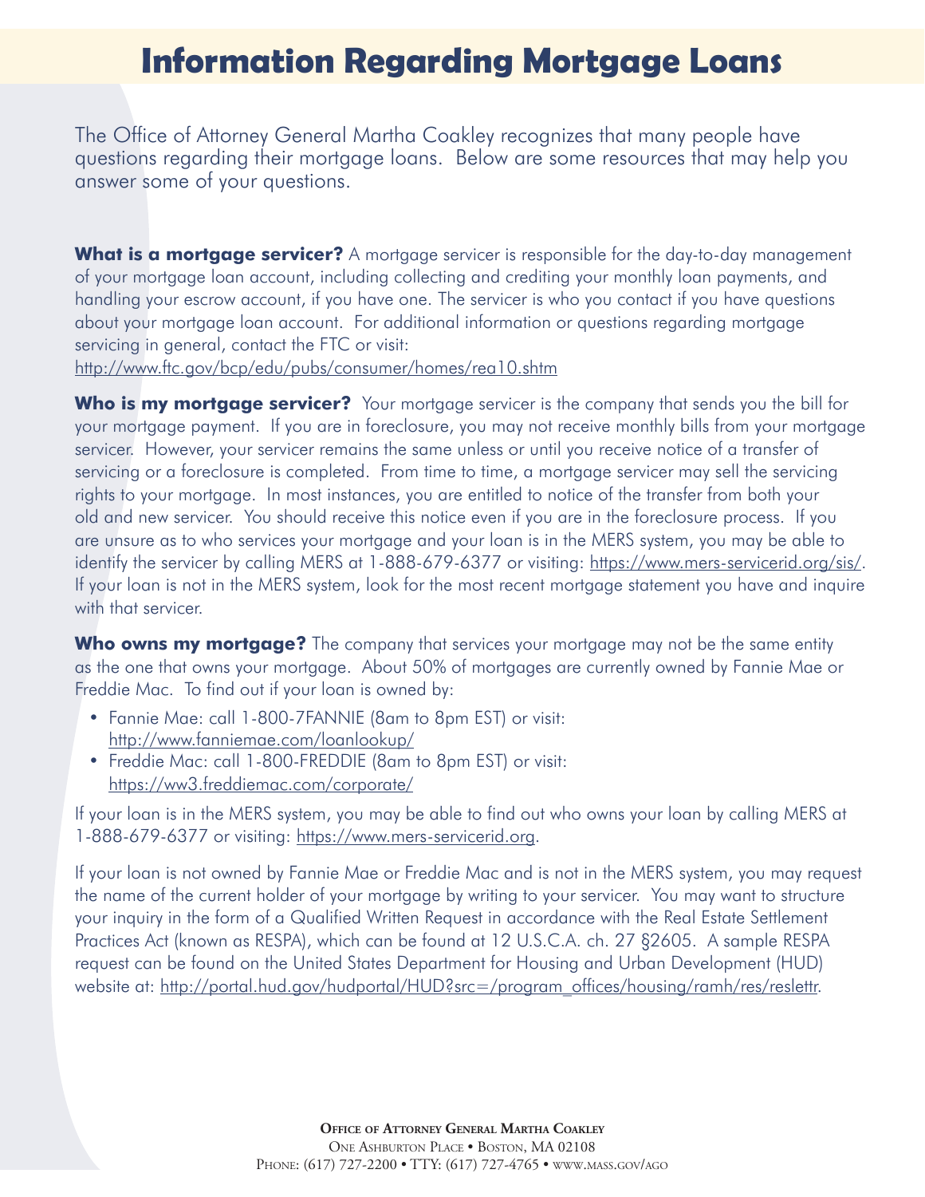# Information Regarding Mortgage Loans

The Office of Attorney General Martha Coakley recognizes that many people have questions regarding their mortgage loans. Below are some resources that may help you answer some of your questions.

**What is a mortgage servicer?** A mortgage servicer is responsible for the day-to-day management of your mortgage loan account, including collecting and crediting your monthly loan payments, and handling your escrow account, if you have one. The servicer is who you contact if you have questions about your mortgage loan account. For additional information or questions regarding mortgage servicing in general, contact the FTC or visit: http://www.ftc.gov/bcp/edu/pubs/consumer/homes/rea10.shtm

**Who is my mortgage servicer?** Your mortgage servicer is the company that sends you the bill for your mortgage payment. If you are in foreclosure, you may not receive monthly bills from your mortgage servicer. However, your servicer remains the same unless or until you receive notice of a transfer of servicing or a foreclosure is completed. From time to time, a mortgage servicer may sell the servicing rights to your mortgage. In most instances, you are entitled to notice of the transfer from both your old and new servicer. You should receive this notice even if you are in the foreclosure process. If you are unsure as to who services your mortgage and your loan is in the MERS system, you may be able to identify the servicer by calling MERS at 1-888-679-6377 or visiting: https://www.mers-servicerid.org/sis/. If your loan is not in the MERS system, look for the most recent mortgage statement you have and inquire with that servicer.

**Who owns my mortgage?** The company that services your mortgage may not be the same entity as the one that owns your mortgage. About 50% of mortgages are currently owned by Fannie Mae or Freddie Mac. To find out if your loan is owned by:

- Fannie Mae: call 1-800-7FANNIE (8am to 8pm EST) or visit: http://www.fanniemae.com/loanlookup/
- Freddie Mac: call 1-800-FREDDIE (8am to 8pm EST) or visit: https://ww3.freddiemac.com/corporate/

If your loan is in the MERS system, you may be able to find out who owns your loan by calling MERS at 1-888-679-6377 or visiting: https://www.mers-servicerid.org.

If your loan is not owned by Fannie Mae or Freddie Mac and is not in the MERS system, you may request the name of the current holder of your mortgage by writing to your servicer. You may want to structure your inquiry in the form of a Qualified Written Request in accordance with the Real Estate Settlement Practices Act (known as RESPA), which can be found at 12 U.S.C.A. ch. 27 §2605. A sample RESPA request can be found on the United States Department for Housing and Urban Development (HUD) website at: http://portal.hud.gov/hudportal/HUD?src=/program_offices/housing/ramh/res/reslettr.

**Office of Attorney General Martha Coakley**
One Ashburton Place • Boston, MA 02108
Phone: (617) 727-2200 • TTY: (617) 727-4765 • www.mass.gov/ago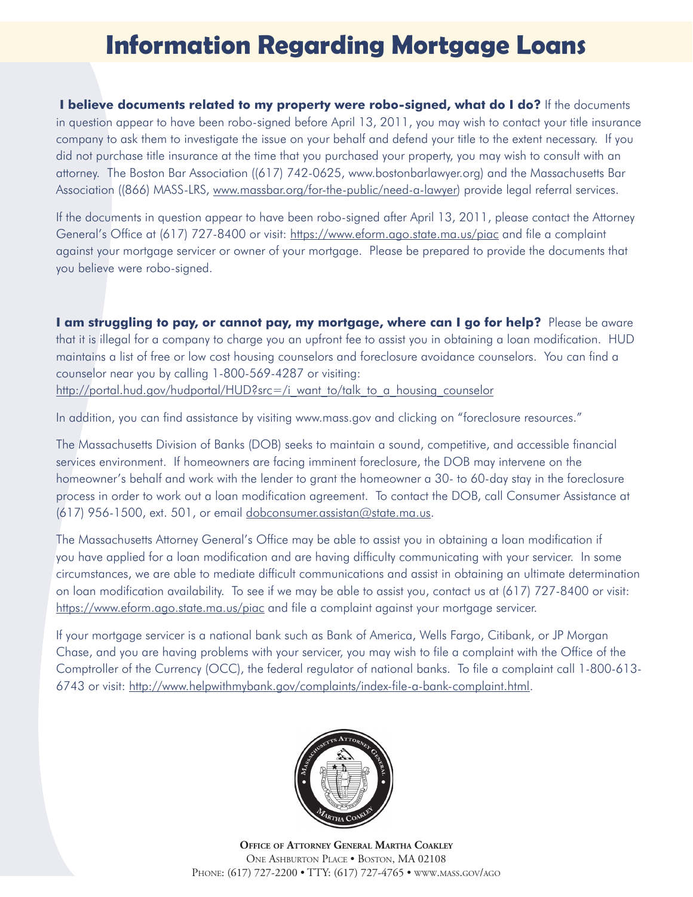# Information Regarding Mortgage Loans

**I believe documents related to my property were robo-signed, what do I do?** If the documents in question appear to have been robo-signed before April 13, 2011, you may wish to contact your title insurance company to ask them to investigate the issue on your behalf and defend your title to the extent necessary. If you did not purchase title insurance at the time that you purchased your property, you may wish to consult with an attorney. The Boston Bar Association ((617) 742-0625, www.bostonbarlawyer.org) and the Massachusetts Bar Association ((866) MASS-LRS, www.massbar.org/for-the-public/need-a-lawyer) provide legal referral services.

If the documents in question appear to have been robo-signed after April 13, 2011, please contact the Attorney General's Office at (617) 727-8400 or visit: https://www.eform.ago.state.ma.us/piac and file a complaint against your mortgage servicer or owner of your mortgage. Please be prepared to provide the documents that you believe were robo-signed.

**I am struggling to pay, or cannot pay, my mortgage, where can I go for help?** Please be aware that it is illegal for a company to charge you an upfront fee to assist you in obtaining a loan modification. HUD maintains a list of free or low cost housing counselors and foreclosure avoidance counselors. You can find a counselor near you by calling 1-800-569-4287 or visiting:
http://portal.hud.gov/hudportal/HUD?src=/i_want_to/talk_to_a_housing_counselor

In addition, you can find assistance by visiting www.mass.gov and clicking on "foreclosure resources."

The Massachusetts Division of Banks (DOB) seeks to maintain a sound, competitive, and accessible financial services environment. If homeowners are facing imminent foreclosure, the DOB may intervene on the homeowner's behalf and work with the lender to grant the homeowner a 30- to 60-day stay in the foreclosure process in order to work out a loan modification agreement. To contact the DOB, call Consumer Assistance at (617) 956-1500, ext. 501, or email dobconsumer.assistan@state.ma.us.

The Massachusetts Attorney General's Office may be able to assist you in obtaining a loan modification if you have applied for a loan modification and are having difficulty communicating with your servicer. In some circumstances, we are able to mediate difficult communications and assist in obtaining an ultimate determination on loan modification availability. To see if we may be able to assist you, contact us at (617) 727-8400 or visit: https://www.eform.ago.state.ma.us/piac and file a complaint against your mortgage servicer.

If your mortgage servicer is a national bank such as Bank of America, Wells Fargo, Citibank, or JP Morgan Chase, and you are having problems with your servicer, you may wish to file a complaint with the Office of the Comptroller of the Currency (OCC), the federal regulator of national banks. To file a complaint call 1-800-613-6743 or visit: http://www.helpwithmybank.gov/complaints/index-file-a-bank-complaint.html.

**Office of Attorney General Martha Coakley**
One Ashburton Place • Boston, MA 02108
Phone: (617) 727-2200 • TTY: (617) 727-4765 • www.mass.gov/ago